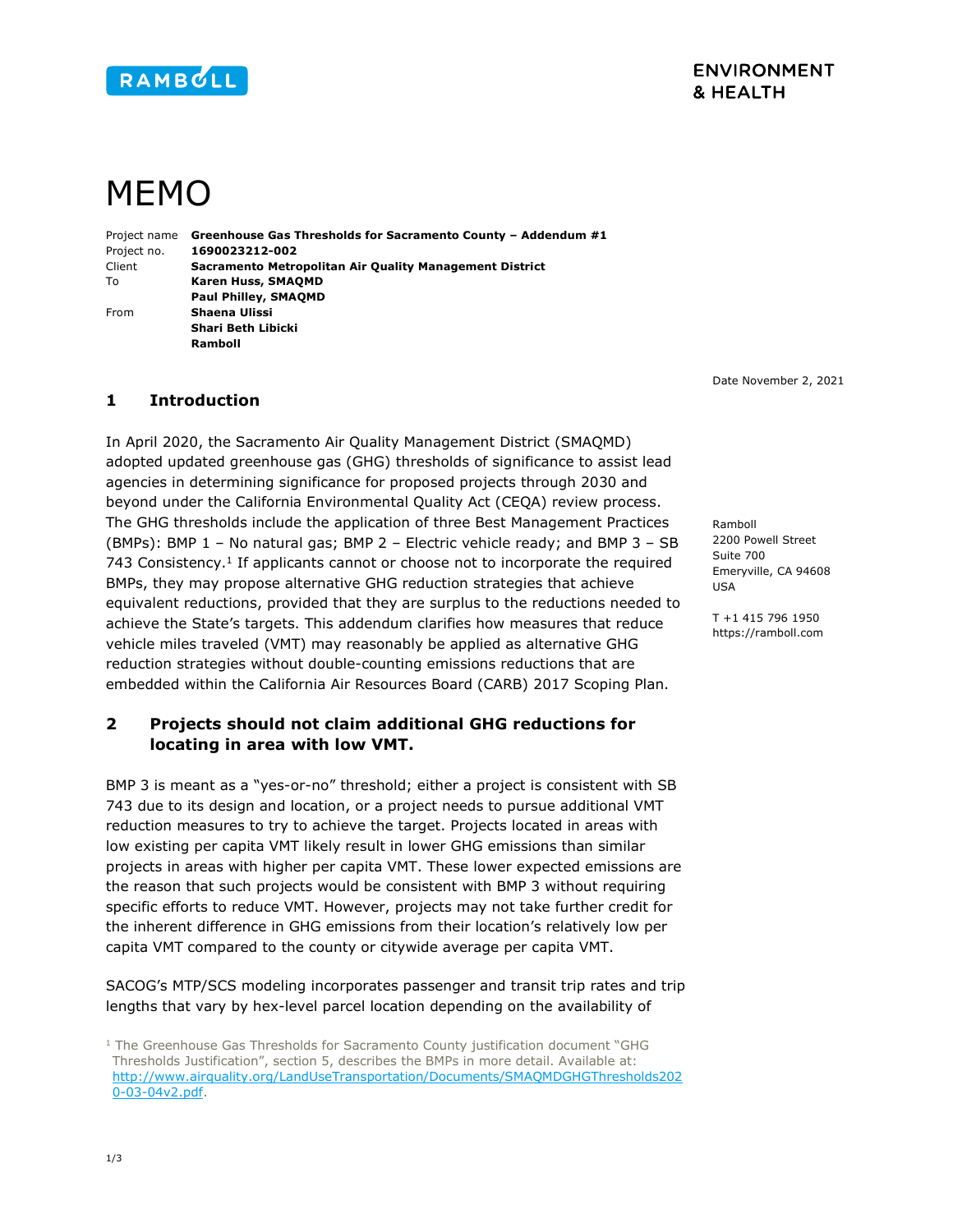RAMBOLL

ENVIRONMENT & HEALTH

# MEMO

| | |
|---|---|
| Project name | **Greenhouse Gas Thresholds for Sacramento County – Addendum #1** |
| Project no. | **1690023212-002** |
| Client | **Sacramento Metropolitan Air Quality Management District** |
| To | **Karen Huss, SMAQMD** |
| | **Paul Philley, SMAQMD** |
| From | **Shaena Ulissi** |
| | **Shari Beth Libicki** |
| | **Ramboll** |

Date November 2, 2021

Ramboll
2200 Powell Street
Suite 700
Emeryville, CA 94608
USA

T +1 415 796 1950
https://ramboll.com

## 1 Introduction

In April 2020, the Sacramento Air Quality Management District (SMAQMD) adopted updated greenhouse gas (GHG) thresholds of significance to assist lead agencies in determining significance for proposed projects through 2030 and beyond under the California Environmental Quality Act (CEQA) review process. The GHG thresholds include the application of three Best Management Practices (BMPs): BMP 1 – No natural gas; BMP 2 – Electric vehicle ready; and BMP 3 – SB 743 Consistency.[1] If applicants cannot or choose not to incorporate the required BMPs, they may propose alternative GHG reduction strategies that achieve equivalent reductions, provided that they are surplus to the reductions needed to achieve the State's targets. This addendum clarifies how measures that reduce vehicle miles traveled (VMT) may reasonably be applied as alternative GHG reduction strategies without double-counting emissions reductions that are embedded within the California Air Resources Board (CARB) 2017 Scoping Plan.

## 2 Projects should not claim additional GHG reductions for locating in area with low VMT.

BMP 3 is meant as a "yes-or-no" threshold; either a project is consistent with SB 743 due to its design and location, or a project needs to pursue additional VMT reduction measures to try to achieve the target. Projects located in areas with low existing per capita VMT likely result in lower GHG emissions than similar projects in areas with higher per capita VMT. These lower expected emissions are the reason that such projects would be consistent with BMP 3 without requiring specific efforts to reduce VMT. However, projects may not take further credit for the inherent difference in GHG emissions from their location's relatively low per capita VMT compared to the county or citywide average per capita VMT.

SACOG's MTP/SCS modeling incorporates passenger and transit trip rates and trip lengths that vary by hex-level parcel location depending on the availability of

[1] The Greenhouse Gas Thresholds for Sacramento County justification document "GHG Thresholds Justification", section 5, describes the BMPs in more detail. Available at: http://www.airquality.org/LandUseTransportation/Documents/SMAQMDGHGThresholds2020-03-04v2.pdf.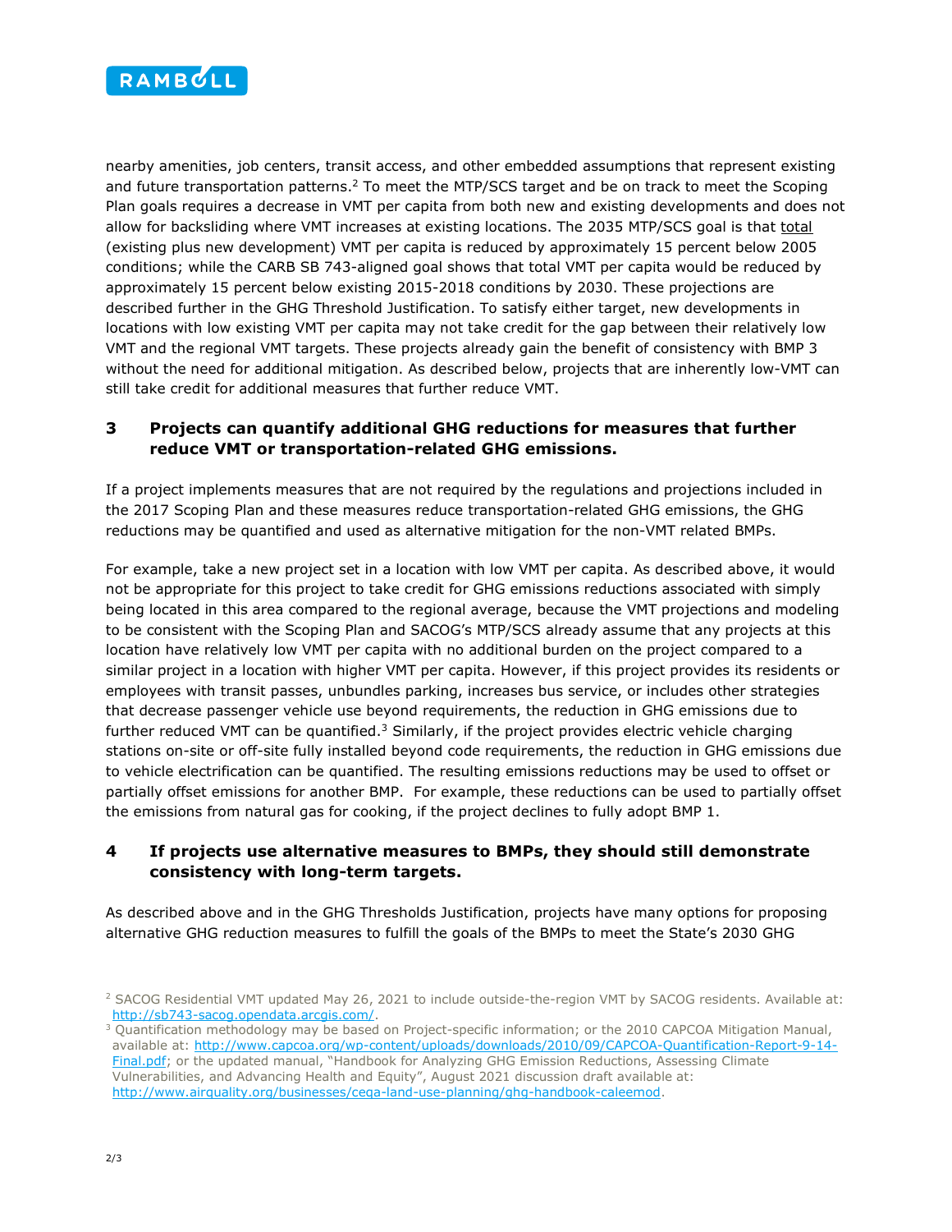nearby amenities, job centers, transit access, and other embedded assumptions that represent existing and future transportation patterns.[2] To meet the MTP/SCS target and be on track to meet the Scoping Plan goals requires a decrease in VMT per capita from both new and existing developments and does not allow for backsliding where VMT increases at existing locations. The 2035 MTP/SCS goal is that total (existing plus new development) VMT per capita is reduced by approximately 15 percent below 2005 conditions; while the CARB SB 743-aligned goal shows that total VMT per capita would be reduced by approximately 15 percent below existing 2015-2018 conditions by 2030. These projections are described further in the GHG Threshold Justification. To satisfy either target, new developments in locations with low existing VMT per capita may not take credit for the gap between their relatively low VMT and the regional VMT targets. These projects already gain the benefit of consistency with BMP 3 without the need for additional mitigation. As described below, projects that are inherently low-VMT can still take credit for additional measures that further reduce VMT.

## 3 Projects can quantify additional GHG reductions for measures that further reduce VMT or transportation-related GHG emissions.

If a project implements measures that are not required by the regulations and projections included in the 2017 Scoping Plan and these measures reduce transportation-related GHG emissions, the GHG reductions may be quantified and used as alternative mitigation for the non-VMT related BMPs.

For example, take a new project set in a location with low VMT per capita. As described above, it would not be appropriate for this project to take credit for GHG emissions reductions associated with simply being located in this area compared to the regional average, because the VMT projections and modeling to be consistent with the Scoping Plan and SACOG's MTP/SCS already assume that any projects at this location have relatively low VMT per capita with no additional burden on the project compared to a similar project in a location with higher VMT per capita. However, if this project provides its residents or employees with transit passes, unbundles parking, increases bus service, or includes other strategies that decrease passenger vehicle use beyond requirements, the reduction in GHG emissions due to further reduced VMT can be quantified.[3] Similarly, if the project provides electric vehicle charging stations on-site or off-site fully installed beyond code requirements, the reduction in GHG emissions due to vehicle electrification can be quantified. The resulting emissions reductions may be used to offset or partially offset emissions for another BMP. For example, these reductions can be used to partially offset the emissions from natural gas for cooking, if the project declines to fully adopt BMP 1.

## 4 If projects use alternative measures to BMPs, they should still demonstrate consistency with long-term targets.

As described above and in the GHG Thresholds Justification, projects have many options for proposing alternative GHG reduction measures to fulfill the goals of the BMPs to meet the State's 2030 GHG

---

[2] SACOG Residential VMT updated May 26, 2021 to include outside-the-region VMT by SACOG residents. Available at: http://sb743-sacog.opendata.arcgis.com/.

[3] Quantification methodology may be based on Project-specific information; or the 2010 CAPCOA Mitigation Manual, available at: http://www.capcoa.org/wp-content/uploads/downloads/2010/09/CAPCOA-Quantification-Report-9-14-Final.pdf; or the updated manual, "Handbook for Analyzing GHG Emission Reductions, Assessing Climate Vulnerabilities, and Advancing Health and Equity", August 2021 discussion draft available at: http://www.airquality.org/businesses/ceqa-land-use-planning/ghg-handbook-caleemod.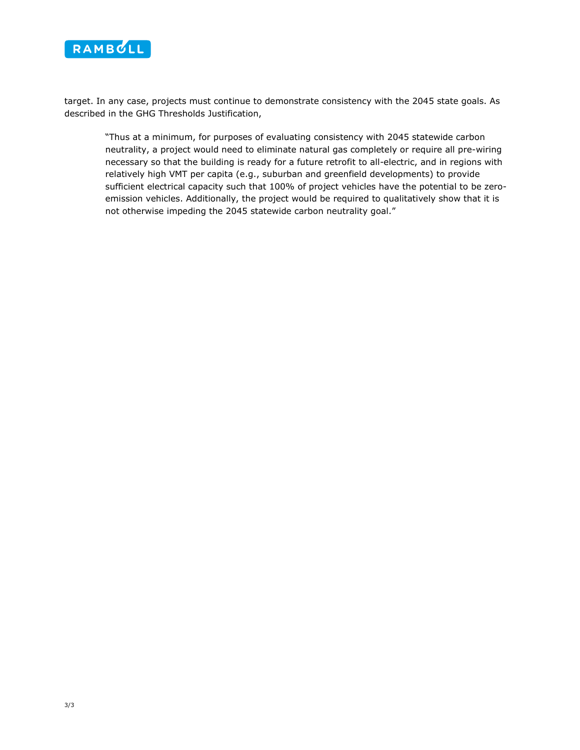target. In any case, projects must continue to demonstrate consistency with the 2045 state goals. As described in the GHG Thresholds Justification,

> "Thus at a minimum, for purposes of evaluating consistency with 2045 statewide carbon neutrality, a project would need to eliminate natural gas completely or require all pre-wiring necessary so that the building is ready for a future retrofit to all-electric, and in regions with relatively high VMT per capita (e.g., suburban and greenfield developments) to provide sufficient electrical capacity such that 100% of project vehicles have the potential to be zero-emission vehicles. Additionally, the project would be required to qualitatively show that it is not otherwise impeding the 2045 statewide carbon neutrality goal."